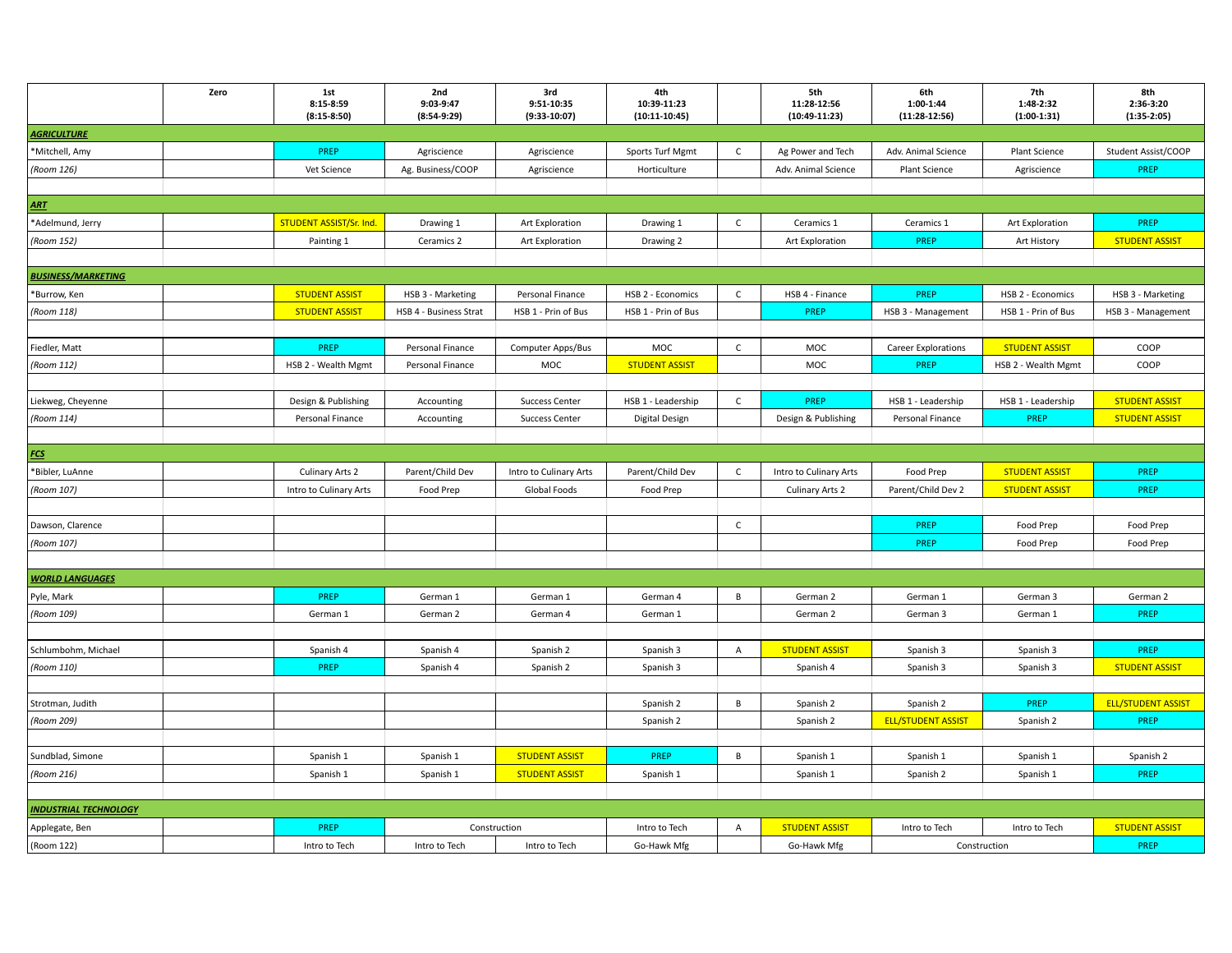| | Zero | 1st 8:15-8:59 (8:15-8:50) | 2nd 9:03-9:47 (8:54-9:29) | 3rd 9:51-10:35 (9:33-10:07) | 4th 10:39-11:23 (10:11-10:45) | | 5th 11:28-12:56 (10:49-11:23) | 6th 1:00-1:44 (11:28-12:56) | 7th 1:48-2:32 (1:00-1:31) | 8th 2:36-3:20 (1:35-2:05) |
|---|---|---|---|---|---|---|---|---|---|---|
| ***AGRICULTURE*** | | | | | | | | | | |
| *Mitchell, Amy | | PREP | Agriscience | Agriscience | Sports Turf Mgmt | C | Ag Power and Tech | Adv. Animal Science | Plant Science | Student Assist/COOP |
| *(Room 126)* | | Vet Science | Ag. Business/COOP | Agriscience | Horticulture | | Adv. Animal Science | Plant Science | Agriscience | PREP |
| | | | | | | | | | | |
| ***ART*** | | | | | | | | | | |
| *Adelmund, Jerry | | STUDENT ASSIST/Sr. Ind. | Drawing 1 | Art Exploration | Drawing 1 | C | Ceramics 1 | Ceramics 1 | Art Exploration | PREP |
| *(Room 152)* | | Painting 1 | Ceramics 2 | Art Exploration | Drawing 2 | | Art Exploration | PREP | Art History | STUDENT ASSIST |
| | | | | | | | | | | |
| ***BUSINESS/MARKETING*** | | | | | | | | | | |
| *Burrow, Ken | | STUDENT ASSIST | HSB 3 - Marketing | Personal Finance | HSB 2 - Economics | C | HSB 4 - Finance | PREP | HSB 2 - Economics | HSB 3 - Marketing |
| *(Room 118)* | | STUDENT ASSIST | HSB 4 - Business Strat | HSB 1 - Prin of Bus | HSB 1 - Prin of Bus | | PREP | HSB 3 - Management | HSB 1 - Prin of Bus | HSB 3 - Management |
| | | | | | | | | | | |
| Fiedler, Matt | | PREP | Personal Finance | Computer Apps/Bus | MOC | C | MOC | Career Explorations | STUDENT ASSIST | COOP |
| *(Room 112)* | | HSB 2 - Wealth Mgmt | Personal Finance | MOC | STUDENT ASSIST | | MOC | PREP | HSB 2 - Wealth Mgmt | COOP |
| | | | | | | | | | | |
| Liekweg, Cheyenne | | Design & Publishing | Accounting | Success Center | HSB 1 - Leadership | C | PREP | HSB 1 - Leadership | HSB 1 - Leadership | STUDENT ASSIST |
| *(Room 114)* | | Personal Finance | Accounting | Success Center | Digital Design | | Design & Publishing | Personal Finance | PREP | STUDENT ASSIST |
| | | | | | | | | | | |
| ***FCS*** | | | | | | | | | | |
| *Bibler, LuAnne | | Culinary Arts 2 | Parent/Child Dev | Intro to Culinary Arts | Parent/Child Dev | C | Intro to Culinary Arts | Food Prep | STUDENT ASSIST | PREP |
| *(Room 107)* | | Intro to Culinary Arts | Food Prep | Global Foods | Food Prep | | Culinary Arts 2 | Parent/Child Dev 2 | STUDENT ASSIST | PREP |
| | | | | | | | | | | |
| Dawson, Clarence | | | | | | C | | PREP | Food Prep | Food Prep |
| *(Room 107)* | | | | | | | | PREP | Food Prep | Food Prep |
| | | | | | | | | | | |
| ***WORLD LANGUAGES*** | | | | | | | | | | |
| Pyle, Mark | | PREP | German 1 | German 1 | German 4 | B | German 2 | German 1 | German 3 | German 2 |
| *(Room 109)* | | German 1 | German 2 | German 4 | German 1 | | German 2 | German 3 | German 1 | PREP |
| | | | | | | | | | | |
| Schlumbohm, Michael | | Spanish 4 | Spanish 4 | Spanish 2 | Spanish 3 | A | STUDENT ASSIST | Spanish 3 | Spanish 3 | PREP |
| *(Room 110)* | | PREP | Spanish 4 | Spanish 2 | Spanish 3 | | Spanish 4 | Spanish 3 | Spanish 3 | STUDENT ASSIST |
| | | | | | | | | | | |
| Strotman, Judith | | | | | Spanish 2 | B | Spanish 2 | Spanish 2 | PREP | ELL/STUDENT ASSIST |
| *(Room 209)* | | | | | Spanish 2 | | Spanish 2 | ELL/STUDENT ASSIST | Spanish 2 | PREP |
| | | | | | | | | | | |
| Sundblad, Simone | | Spanish 1 | Spanish 1 | STUDENT ASSIST | PREP | B | Spanish 1 | Spanish 1 | Spanish 1 | Spanish 2 |
| *(Room 216)* | | Spanish 1 | Spanish 1 | STUDENT ASSIST | Spanish 1 | | Spanish 1 | Spanish 2 | Spanish 1 | PREP |
| | | | | | | | | | | |
| ***INDUSTRIAL TECHNOLOGY*** | | | | | | | | | | |
| Applegate, Ben | | PREP | Construction | | Intro to Tech | A | STUDENT ASSIST | Intro to Tech | Intro to Tech | STUDENT ASSIST |
| (Room 122) | | Intro to Tech | Intro to Tech | Intro to Tech | Go-Hawk Mfg | | Go-Hawk Mfg | Construction | | PREP |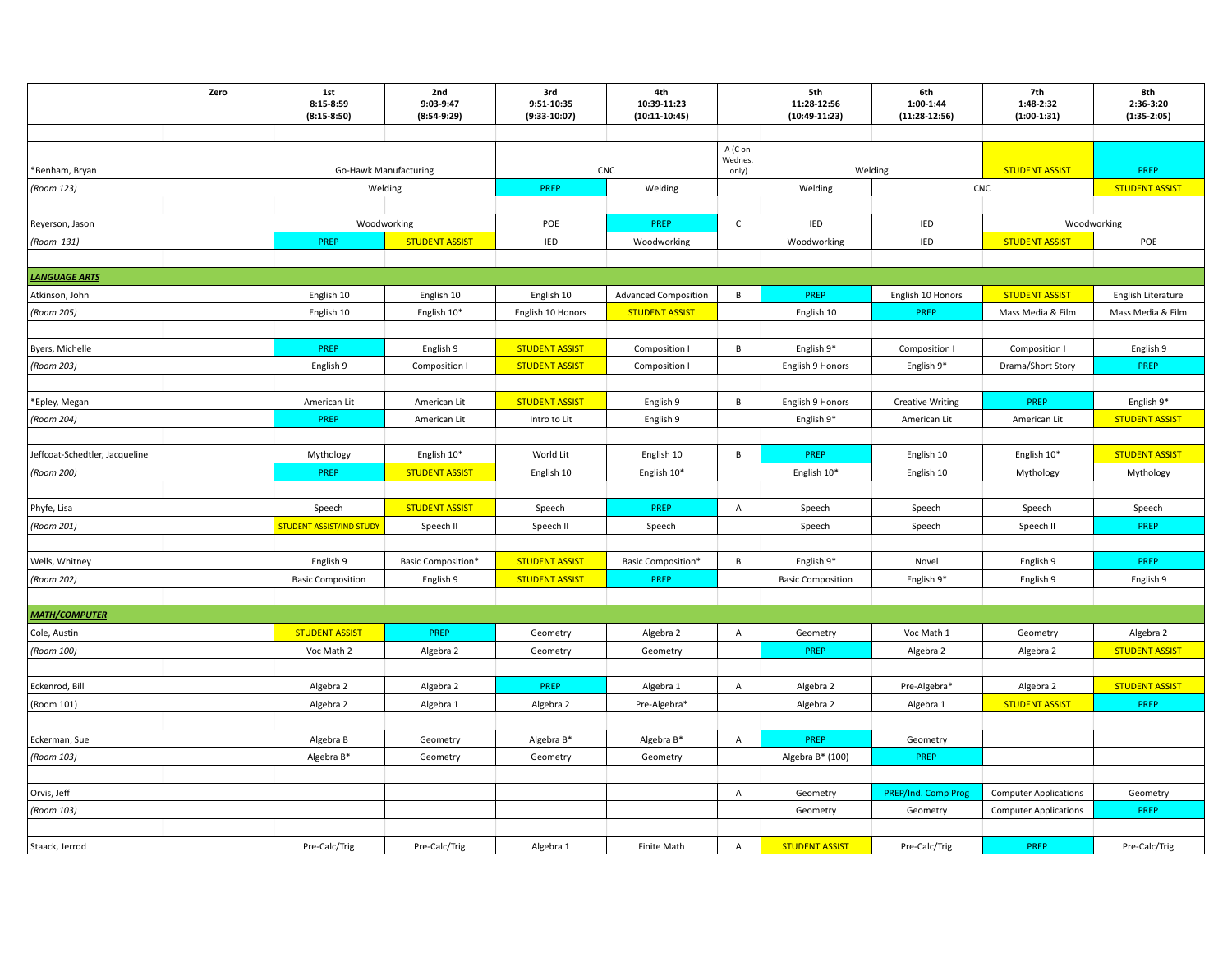| | Zero | 1st 8:15-8:59 (8:15-8:50) | 2nd 9:03-9:47 (8:54-9:29) | 3rd 9:51-10:35 (9:33-10:07) | 4th 10:39-11:23 (10:11-10:45) | | 5th 11:28-12:56 (10:49-11:23) | 6th 1:00-1:44 (11:28-12:56) | 7th 1:48-2:32 (1:00-1:31) | 8th 2:36-3:20 (1:35-2:05) |
|---|---|---|---|---|---|---|---|---|---|---|
| *Benham, Bryan | | Go-Hawk Manufacturing | | CNC | | A (C on Wednes. only) | Welding | | STUDENT ASSIST | PREP |
| (Room 123) | | Welding | | PREP | Welding | | Welding | CNC | | STUDENT ASSIST |
| Reyerson, Jason | | Woodworking | | POE | PREP | C | IED | IED | Woodworking | |
| (Room 131) | | PREP | STUDENT ASSIST | IED | Woodworking | | Woodworking | IED | STUDENT ASSIST | POE |
| **LANGUAGE ARTS** | | | | | | | | | | |
| Atkinson, John | | English 10 | English 10 | English 10 | Advanced Composition | B | PREP | English 10 Honors | STUDENT ASSIST | English Literature |
| (Room 205) | | English 10 | English 10* | English 10 Honors | STUDENT ASSIST | | English 10 | PREP | Mass Media & Film | Mass Media & Film |
| Byers, Michelle | | PREP | English 9 | STUDENT ASSIST | Composition I | B | English 9* | Composition I | Composition I | English 9 |
| (Room 203) | | English 9 | Composition I | STUDENT ASSIST | Composition I | | English 9 Honors | English 9* | Drama/Short Story | PREP |
| *Epley, Megan | | American Lit | American Lit | STUDENT ASSIST | English 9 | B | English 9 Honors | Creative Writing | PREP | English 9* |
| (Room 204) | | PREP | American Lit | Intro to Lit | English 9 | | English 9* | American Lit | American Lit | STUDENT ASSIST |
| Jeffcoat-Schedtler, Jacqueline | | Mythology | English 10* | World Lit | English 10 | B | PREP | English 10 | English 10* | STUDENT ASSIST |
| (Room 200) | | PREP | STUDENT ASSIST | English 10 | English 10* | | English 10* | English 10 | Mythology | Mythology |
| Phyfe, Lisa | | Speech | STUDENT ASSIST | Speech | PREP | A | Speech | Speech | Speech | Speech |
| (Room 201) | | STUDENT ASSIST/IND STUDY | Speech II | Speech II | Speech | | Speech | Speech | Speech II | PREP |
| Wells, Whitney | | English 9 | Basic Composition* | STUDENT ASSIST | Basic Composition* | B | English 9* | Novel | English 9 | PREP |
| (Room 202) | | Basic Composition | English 9 | STUDENT ASSIST | PREP | | Basic Composition | English 9* | English 9 | English 9 |
| **MATH/COMPUTER** | | | | | | | | | | |
| Cole, Austin | | STUDENT ASSIST | PREP | Geometry | Algebra 2 | A | Geometry | Voc Math 1 | Geometry | Algebra 2 |
| (Room 100) | | Voc Math 2 | Algebra 2 | Geometry | Geometry | | PREP | Algebra 2 | Algebra 2 | STUDENT ASSIST |
| Eckenrod, Bill | | Algebra 2 | Algebra 2 | PREP | Algebra 1 | A | Algebra 2 | Pre-Algebra* | Algebra 2 | STUDENT ASSIST |
| (Room 101) | | Algebra 2 | Algebra 1 | Algebra 2 | Pre-Algebra* | | Algebra 2 | Algebra 1 | STUDENT ASSIST | PREP |
| Eckerman, Sue | | Algebra B | Geometry | Algebra B* | Algebra B* | A | PREP | Geometry | | |
| (Room 103) | | Algebra B* | Geometry | Geometry | Geometry | | Algebra B* (100) | PREP | | |
| Orvis, Jeff | | | | | | A | Geometry | PREP/Ind. Comp Prog | Computer Applications | Geometry |
| (Room 103) | | | | | | | Geometry | Geometry | Computer Applications | PREP |
| Staack, Jerrod | | Pre-Calc/Trig | Pre-Calc/Trig | Algebra 1 | Finite Math | A | STUDENT ASSIST | Pre-Calc/Trig | PREP | Pre-Calc/Trig |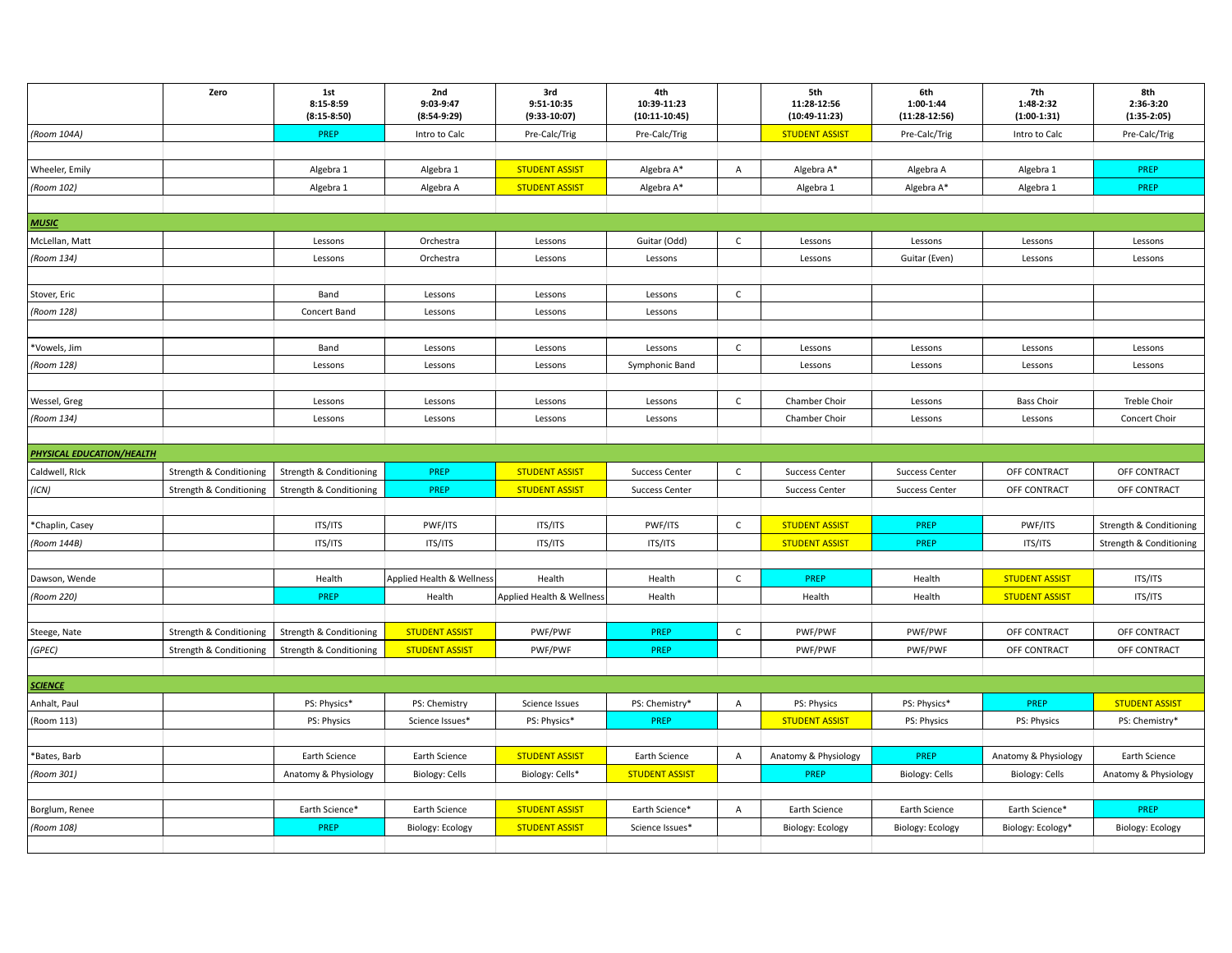| | Zero | 1st<br>8:15-8:59<br>(8:15-8:50) | 2nd<br>9:03-9:47<br>(8:54-9:29) | 3rd<br>9:51-10:35<br>(9:33-10:07) | 4th<br>10:39-11:23<br>(10:11-10:45) | | 5th<br>11:28-12:56<br>(10:49-11:23) | 6th<br>1:00-1:44<br>(11:28-12:56) | 7th<br>1:48-2:32<br>(1:00-1:31) | 8th<br>2:36-3:20<br>(1:35-2:05) |
|---|---|---|---|---|---|---|---|---|---|---|
| *(Room 104A)* | | PREP | Intro to Calc | Pre-Calc/Trig | Pre-Calc/Trig | | STUDENT ASSIST | Pre-Calc/Trig | Intro to Calc | Pre-Calc/Trig |
| | | | | | | | | | | |
| Wheeler, Emily | | Algebra 1 | Algebra 1 | STUDENT ASSIST | Algebra A* | A | Algebra A* | Algebra A | Algebra 1 | PREP |
| *(Room 102)* | | Algebra 1 | Algebra A | STUDENT ASSIST | Algebra A* | | Algebra 1 | Algebra A* | Algebra 1 | PREP |
| | | | | | | | | | | |
| ***MUSIC*** | | | | | | | | | | |
| McLellan, Matt | | Lessons | Orchestra | Lessons | Guitar (Odd) | C | Lessons | Lessons | Lessons | Lessons |
| *(Room 134)* | | Lessons | Orchestra | Lessons | Lessons | | Lessons | Guitar (Even) | Lessons | Lessons |
| | | | | | | | | | | |
| Stover, Eric | | Band | Lessons | Lessons | Lessons | C | | | | |
| *(Room 128)* | | Concert Band | Lessons | Lessons | Lessons | | | | | |
| | | | | | | | | | | |
| *Vowels, Jim | | Band | Lessons | Lessons | Lessons | C | Lessons | Lessons | Lessons | Lessons |
| *(Room 128)* | | Lessons | Lessons | Lessons | Symphonic Band | | Lessons | Lessons | Lessons | Lessons |
| | | | | | | | | | | |
| Wessel, Greg | | Lessons | Lessons | Lessons | Lessons | C | Chamber Choir | Lessons | Bass Choir | Treble Choir |
| *(Room 134)* | | Lessons | Lessons | Lessons | Lessons | | Chamber Choir | Lessons | Lessons | Concert Choir |
| | | | | | | | | | | |
| ***PHYSICAL EDUCATION/HEALTH*** | | | | | | | | | | |
| Caldwell, RIck | Strength & Conditioning | Strength & Conditioning | PREP | STUDENT ASSIST | Success Center | C | Success Center | Success Center | OFF CONTRACT | OFF CONTRACT |
| *(ICN)* | Strength & Conditioning | Strength & Conditioning | PREP | STUDENT ASSIST | Success Center | | Success Center | Success Center | OFF CONTRACT | OFF CONTRACT |
| | | | | | | | | | | |
| *Chaplin, Casey | | ITS/ITS | PWF/ITS | ITS/ITS | PWF/ITS | C | STUDENT ASSIST | PREP | PWF/ITS | Strength & Conditioning |
| *(Room 144B)* | | ITS/ITS | ITS/ITS | ITS/ITS | ITS/ITS | | STUDENT ASSIST | PREP | ITS/ITS | Strength & Conditioning |
| | | | | | | | | | | |
| Dawson, Wende | | Health | Applied Health & Wellness | Health | Health | C | PREP | Health | STUDENT ASSIST | ITS/ITS |
| *(Room 220)* | | PREP | Health | Applied Health & Wellness | Health | | Health | Health | STUDENT ASSIST | ITS/ITS |
| | | | | | | | | | | |
| Steege, Nate | Strength & Conditioning | Strength & Conditioning | STUDENT ASSIST | PWF/PWF | PREP | C | PWF/PWF | PWF/PWF | OFF CONTRACT | OFF CONTRACT |
| *(GPEC)* | Strength & Conditioning | Strength & Conditioning | STUDENT ASSIST | PWF/PWF | PREP | | PWF/PWF | PWF/PWF | OFF CONTRACT | OFF CONTRACT |
| | | | | | | | | | | |
| ***SCIENCE*** | | | | | | | | | | |
| Anhalt, Paul | | PS: Physics* | PS: Chemistry | Science Issues | PS: Chemistry* | A | PS: Physics | PS: Physics* | PREP | STUDENT ASSIST |
| (Room 113) | | PS: Physics | Science Issues* | PS: Physics* | PREP | | STUDENT ASSIST | PS: Physics | PS: Physics | PS: Chemistry* |
| | | | | | | | | | | |
| *Bates, Barb | | Earth Science | Earth Science | STUDENT ASSIST | Earth Science | A | Anatomy & Physiology | PREP | Anatomy & Physiology | Earth Science |
| *(Room 301)* | | Anatomy & Physiology | Biology: Cells | Biology: Cells* | STUDENT ASSIST | | PREP | Biology: Cells | Biology: Cells | Anatomy & Physiology |
| | | | | | | | | | | |
| Borglum, Renee | | Earth Science* | Earth Science | STUDENT ASSIST | Earth Science* | A | Earth Science | Earth Science | Earth Science* | PREP |
| *(Room 108)* | | PREP | Biology: Ecology | STUDENT ASSIST | Science Issues* | | Biology: Ecology | Biology: Ecology | Biology: Ecology* | Biology: Ecology |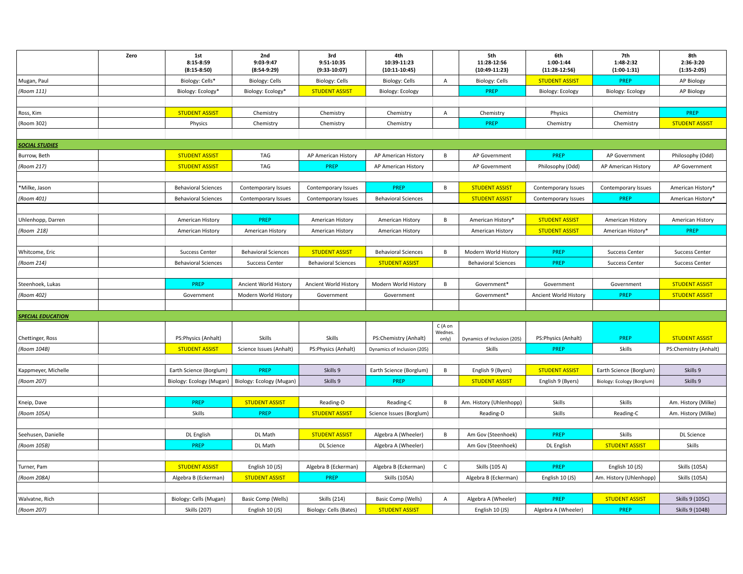| | Zero | 1st 8:15-8:59 (8:15-8:50) | 2nd 9:03-9:47 (8:54-9:29) | 3rd 9:51-10:35 (9:33-10:07) | 4th 10:39-11:23 (10:11-10:45) | | 5th 11:28-12:56 (10:49-11:23) | 6th 1:00-1:44 (11:28-12:56) | 7th 1:48-2:32 (1:00-1:31) | 8th 2:36-3:20 (1:35-2:05) |
|---|---|---|---|---|---|---|---|---|---|---|
| Mugan, Paul | | Biology: Cells* | Biology: Cells | Biology: Cells | Biology: Cells | A | Biology: Cells | STUDENT ASSIST | PREP | AP Biology |
| *(Room 111)* | | Biology: Ecology* | Biology: Ecology* | STUDENT ASSIST | Biology: Ecology | | PREP | Biology: Ecology | Biology: Ecology | AP Biology |
| | | | | | | | | | | |
| Ross, Kim | | STUDENT ASSIST | Chemistry | Chemistry | Chemistry | A | Chemistry | Physics | Chemistry | PREP |
| (Room 302) | | Physics | Chemistry | Chemistry | Chemistry | | PREP | Chemistry | Chemistry | STUDENT ASSIST |
| | | | | | | | | | | |
| ***SOCIAL STUDIES*** | | | | | | | | | | |
| Burrow, Beth | | STUDENT ASSIST | TAG | AP American History | AP American History | B | AP Government | PREP | AP Government | Philosophy (Odd) |
| *(Room 217)* | | STUDENT ASSIST | TAG | PREP | AP American History | | AP Government | Philosophy (Odd) | AP American History | AP Government |
| | | | | | | | | | | |
| *Milke, Jason | | Behavioral Sciences | Contemporary Issues | Contemporary Issues | PREP | B | STUDENT ASSIST | Contemporary Issues | Contemporary Issues | American History* |
| *(Room 401)* | | Behavioral Sciences | Contemporary Issues | Contemporary Issues | Behavioral Sciences | | STUDENT ASSIST | Contemporary Issues | PREP | American History* |
| | | | | | | | | | | |
| Uhlenhopp, Darren | | American History | PREP | American History | American History | B | American History* | STUDENT ASSIST | American History | American History |
| *(Room 218)* | | American History | American History | American History | American History | | American History | STUDENT ASSIST | American History* | PREP |
| | | | | | | | | | | |
| Whitcome, Eric | | Success Center | Behavioral Sciences | STUDENT ASSIST | Behavioral Sciences | B | Modern World History | PREP | Success Center | Success Center |
| *(Room 214)* | | Behavioral Sciences | Success Center | Behavioral Sciences | STUDENT ASSIST | | Behavioral Sciences | PREP | Success Center | Success Center |
| | | | | | | | | | | |
| Steenhoek, Lukas | | PREP | Ancient World History | Ancient World History | Modern World History | B | Government* | Government | Government | STUDENT ASSIST |
| *(Room 402)* | | Government | Modern World History | Government | Government | | Government* | Ancient World History | PREP | STUDENT ASSIST |
| | | | | | | | | | | |
| ***SPECIAL EDUCATION*** | | | | | | | | | | |
| Chettinger, Ross | | PS:Physics (Anhalt) | Skills | Skills | PS:Chemistry (Anhalt) | C (A on Wednes. only) | Dynamics of Inclusion (205) | PS:Physics (Anhalt) | PREP | STUDENT ASSIST |
| *(Room 104B)* | | STUDENT ASSIST | Science Issues (Anhalt) | PS:Physics (Anhalt) | Dynamics of Inclusion (205) | | Skills | PREP | Skills | PS:Chemistry (Anhalt) |
| | | | | | | | | | | |
| Kappmeyer, Michelle | | Earth Science (Borglum) | PREP | Skills 9 | Earth Science (Borglum) | B | English 9 (Byers) | STUDENT ASSIST | Earth Science (Borglum) | Skills 9 |
| *(Room 207)* | | Biology: Ecology (Mugan) | Biology: Ecology (Mugan) | Skills 9 | PREP | | STUDENT ASSIST | English 9 (Byers) | Biology: Ecology (Borglum) | Skills 9 |
| | | | | | | | | | | |
| Kneip, Dave | | PREP | STUDENT ASSIST | Reading-D | Reading-C | B | Am. History (Uhlenhopp) | Skills | Skills | Am. History (Milke) |
| *(Room 105A)* | | Skills | PREP | STUDENT ASSIST | Science Issues (Borglum) | | Reading-D | Skills | Reading-C | Am. History (Milke) |
| | | | | | | | | | | |
| Seehusen, Danielle | | DL English | DL Math | STUDENT ASSIST | Algebra A (Wheeler) | B | Am Gov (Steenhoek) | PREP | Skills | DL Science |
| *(Room 105B)* | | PREP | DL Math | DL Science | Algebra A (Wheeler) | | Am Gov (Steenhoek) | DL English | STUDENT ASSIST | Skills |
| | | | | | | | | | | |
| Turner, Pam | | STUDENT ASSIST | English 10 (JS) | Algebra B (Eckerman) | Algebra B (Eckerman) | C | Skills (105 A) | PREP | English 10 (JS) | Skills (105A) |
| *(Room 208A)* | | Algebra B (Eckerman) | STUDENT ASSIST | PREP | Skills (105A) | | Algebra B (Eckerman) | English 10 (JS) | Am. History (Uhlenhopp) | Skills (105A) |
| | | | | | | | | | | |
| Walvatne, Rich | | Biology: Cells (Mugan) | Basic Comp (Wells) | Skills (214) | Basic Comp (Wells) | A | Algebra A (Wheeler) | PREP | STUDENT ASSIST | Skills 9 (105C) |
| *(Room 207)* | | Skills (207) | English 10 (JS) | Biology: Cells (Bates) | STUDENT ASSIST | | English 10 (JS) | Algebra A (Wheeler) | PREP | Skills 9 (104B) |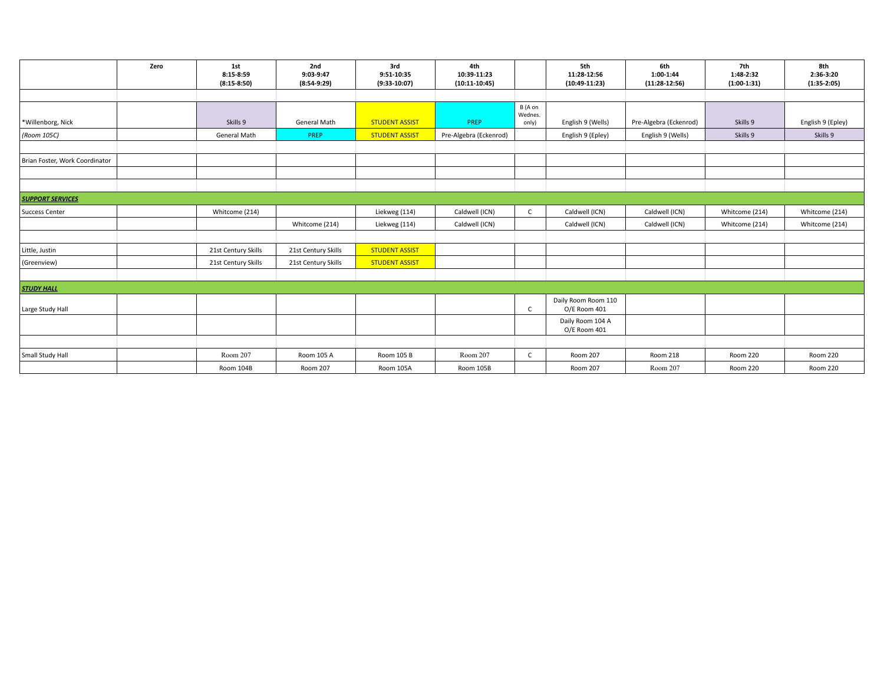| | Zero | 1st 8:15-8:59 (8:15-8:50) | 2nd 9:03-9:47 (8:54-9:29) | 3rd 9:51-10:35 (9:33-10:07) | 4th 10:39-11:23 (10:11-10:45) | | 5th 11:28-12:56 (10:49-11:23) | 6th 1:00-1:44 (11:28-12:56) | 7th 1:48-2:32 (1:00-1:31) | 8th 2:36-3:20 (1:35-2:05) |
|---|---|---|---|---|---|---|---|---|---|---|
| | | | | | | | | | | |
| *Willenborg, Nick | | Skills 9 | General Math | STUDENT ASSIST | PREP | B (A on Wednes. only) | English 9 (Wells) | Pre-Algebra (Eckenrod) | Skills 9 | English 9 (Epley) |
| *(Room 105C)* | | General Math | PREP | STUDENT ASSIST | Pre-Algebra (Eckenrod) | | English 9 (Epley) | English 9 (Wells) | Skills 9 | Skills 9 |
| | | | | | | | | | | |
| Brian Foster, Work Coordinator | | | | | | | | | | |
| | | | | | | | | | | |
| | | | | | | | | | | |
| ***SUPPORT SERVICES*** | | | | | | | | | | |
| Success Center | | Whitcome (214) | | Liekweg (114) | Caldwell (ICN) | C | Caldwell (ICN) | Caldwell (ICN) | Whitcome (214) | Whitcome (214) |
| | | | Whitcome (214) | Liekweg (114) | Caldwell (ICN) | | Caldwell (ICN) | Caldwell (ICN) | Whitcome (214) | Whitcome (214) |
| | | | | | | | | | | |
| Little, Justin | | 21st Century Skills | 21st Century Skills | STUDENT ASSIST | | | | | | |
| (Greenview) | | 21st Century Skills | 21st Century Skills | STUDENT ASSIST | | | | | | |
| | | | | | | | | | | |
| ***STUDY HALL*** | | | | | | | | | | |
| Large Study Hall | | | | | | C | Daily Room Room 110 O/E Room 401 | | | |
| | | | | | | | Daily Room 104 A O/E Room 401 | | | |
| | | | | | | | | | | |
| Small Study Hall | | Room 207 | Room 105 A | Room 105 B | Room 207 | C | Room 207 | Room 218 | Room 220 | Room 220 |
| | | Room 104B | Room 207 | Room 105A | Room 105B | | Room 207 | Room 207 | Room 220 | Room 220 |